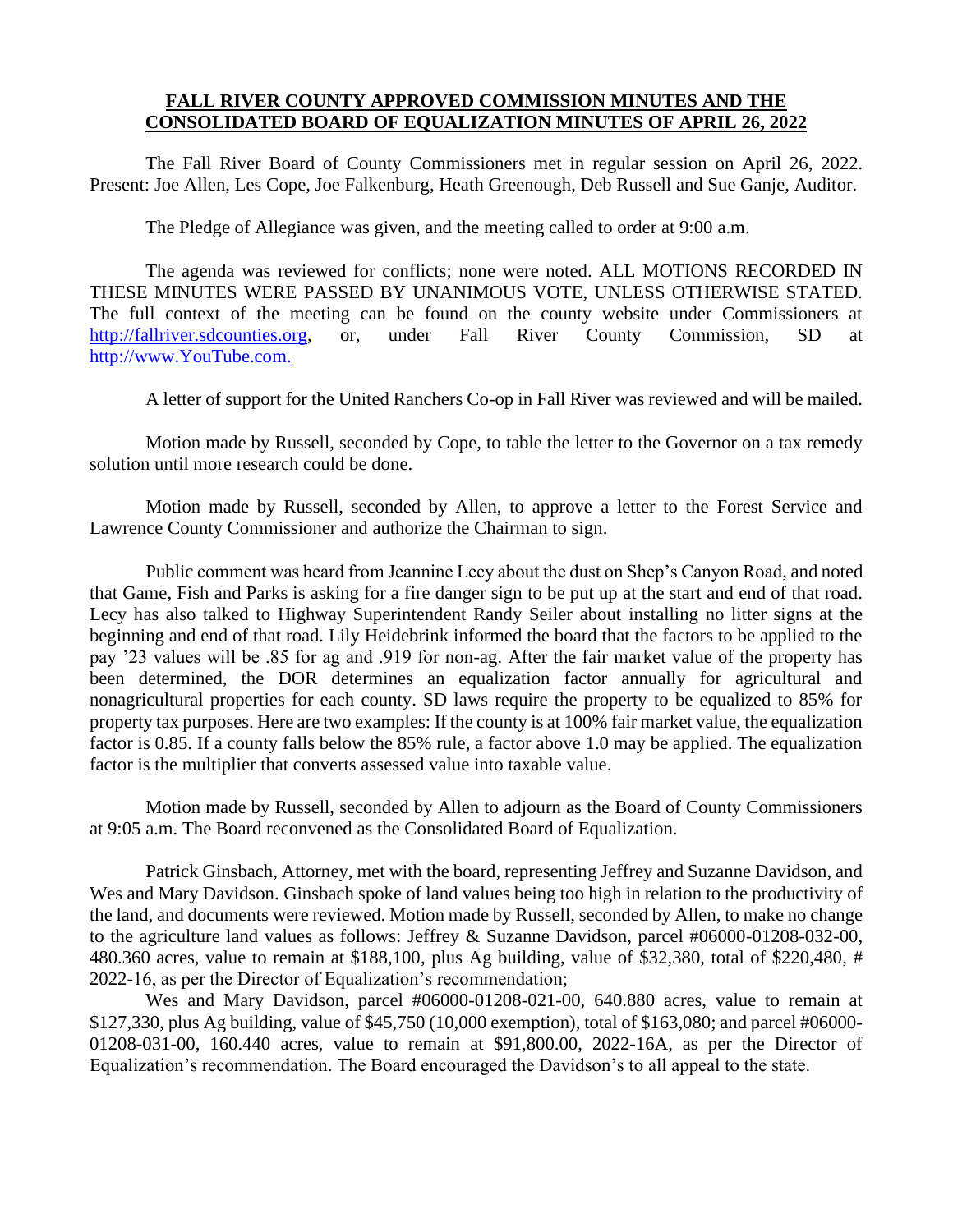**FALL RIVER COUNTY APPROVED COMMISSION MINUTES AND THE CONSOLIDATED BOARD OF EQUALIZATION MINUTES OF APRIL 26, 2022**

The Fall River Board of County Commissioners met in regular session on April 26, 2022. Present: Joe Allen, Les Cope, Joe Falkenburg, Heath Greenough, Deb Russell and Sue Ganje, Auditor.

The Pledge of Allegiance was given, and the meeting called to order at 9:00 a.m.

The agenda was reviewed for conflicts; none were noted. ALL MOTIONS RECORDED IN THESE MINUTES WERE PASSED BY UNANIMOUS VOTE, UNLESS OTHERWISE STATED. The full context of the meeting can be found on the county website under Commissioners at http://fallriver.sdcounties.org, or, under Fall River County Commission, SD at http://www.YouTube.com.

A letter of support for the United Ranchers Co-op in Fall River was reviewed and will be mailed.

Motion made by Russell, seconded by Cope, to table the letter to the Governor on a tax remedy solution until more research could be done.

Motion made by Russell, seconded by Allen, to approve a letter to the Forest Service and Lawrence County Commissioner and authorize the Chairman to sign.

Public comment was heard from Jeannine Lecy about the dust on Shep's Canyon Road, and noted that Game, Fish and Parks is asking for a fire danger sign to be put up at the start and end of that road. Lecy has also talked to Highway Superintendent Randy Seiler about installing no litter signs at the beginning and end of that road. Lily Heidebrink informed the board that the factors to be applied to the pay '23 values will be .85 for ag and .919 for non-ag. After the fair market value of the property has been determined, the DOR determines an equalization factor annually for agricultural and nonagricultural properties for each county. SD laws require the property to be equalized to 85% for property tax purposes. Here are two examples: If the county is at 100% fair market value, the equalization factor is 0.85. If a county falls below the 85% rule, a factor above 1.0 may be applied. The equalization factor is the multiplier that converts assessed value into taxable value.

Motion made by Russell, seconded by Allen to adjourn as the Board of County Commissioners at 9:05 a.m. The Board reconvened as the Consolidated Board of Equalization.

Patrick Ginsbach, Attorney, met with the board, representing Jeffrey and Suzanne Davidson, and Wes and Mary Davidson. Ginsbach spoke of land values being too high in relation to the productivity of the land, and documents were reviewed. Motion made by Russell, seconded by Allen, to make no change to the agriculture land values as follows: Jeffrey & Suzanne Davidson, parcel #06000-01208-032-00, 480.360 acres, value to remain at $188,100, plus Ag building, value of $32,380, total of $220,480, # 2022-16, as per the Director of Equalization's recommendation;

Wes and Mary Davidson, parcel #06000-01208-021-00, 640.880 acres, value to remain at $127,330, plus Ag building, value of $45,750 (10,000 exemption), total of $163,080; and parcel #06000-01208-031-00, 160.440 acres, value to remain at $91,800.00, 2022-16A, as per the Director of Equalization's recommendation. The Board encouraged the Davidson's to all appeal to the state.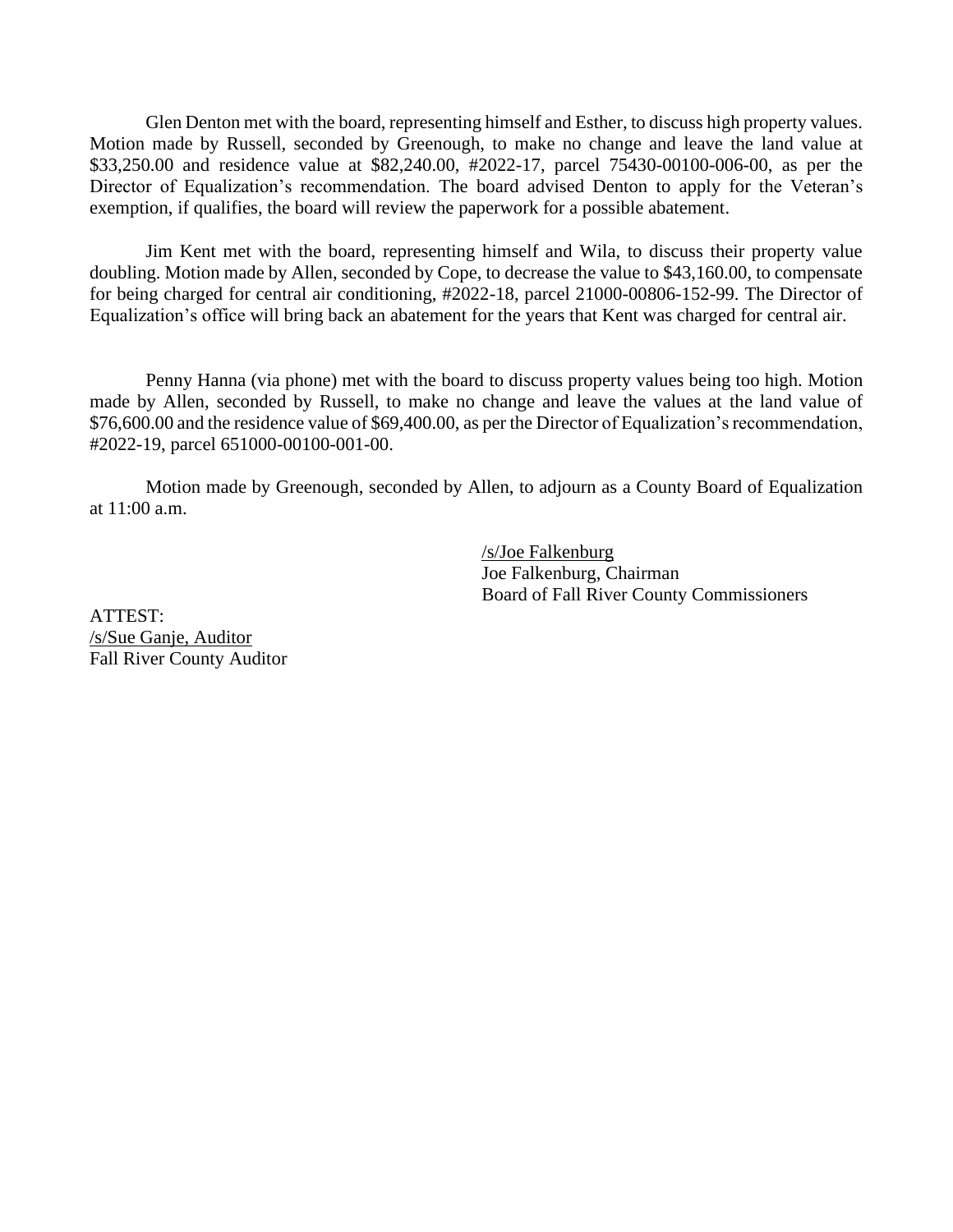Glen Denton met with the board, representing himself and Esther, to discuss high property values. Motion made by Russell, seconded by Greenough, to make no change and leave the land value at $33,250.00 and residence value at $82,240.00, #2022-17, parcel 75430-00100-006-00, as per the Director of Equalization's recommendation. The board advised Denton to apply for the Veteran's exemption, if qualifies, the board will review the paperwork for a possible abatement.

Jim Kent met with the board, representing himself and Wila, to discuss their property value doubling. Motion made by Allen, seconded by Cope, to decrease the value to $43,160.00, to compensate for being charged for central air conditioning, #2022-18, parcel 21000-00806-152-99. The Director of Equalization's office will bring back an abatement for the years that Kent was charged for central air.

Penny Hanna (via phone) met with the board to discuss property values being too high. Motion made by Allen, seconded by Russell, to make no change and leave the values at the land value of $76,600.00 and the residence value of $69,400.00, as per the Director of Equalization's recommendation, #2022-19, parcel 651000-00100-001-00.

Motion made by Greenough, seconded by Allen, to adjourn as a County Board of Equalization at 11:00 a.m.

/s/Joe Falkenburg
Joe Falkenburg, Chairman
Board of Fall River County Commissioners

ATTEST:
/s/Sue Ganje, Auditor
Fall River County Auditor